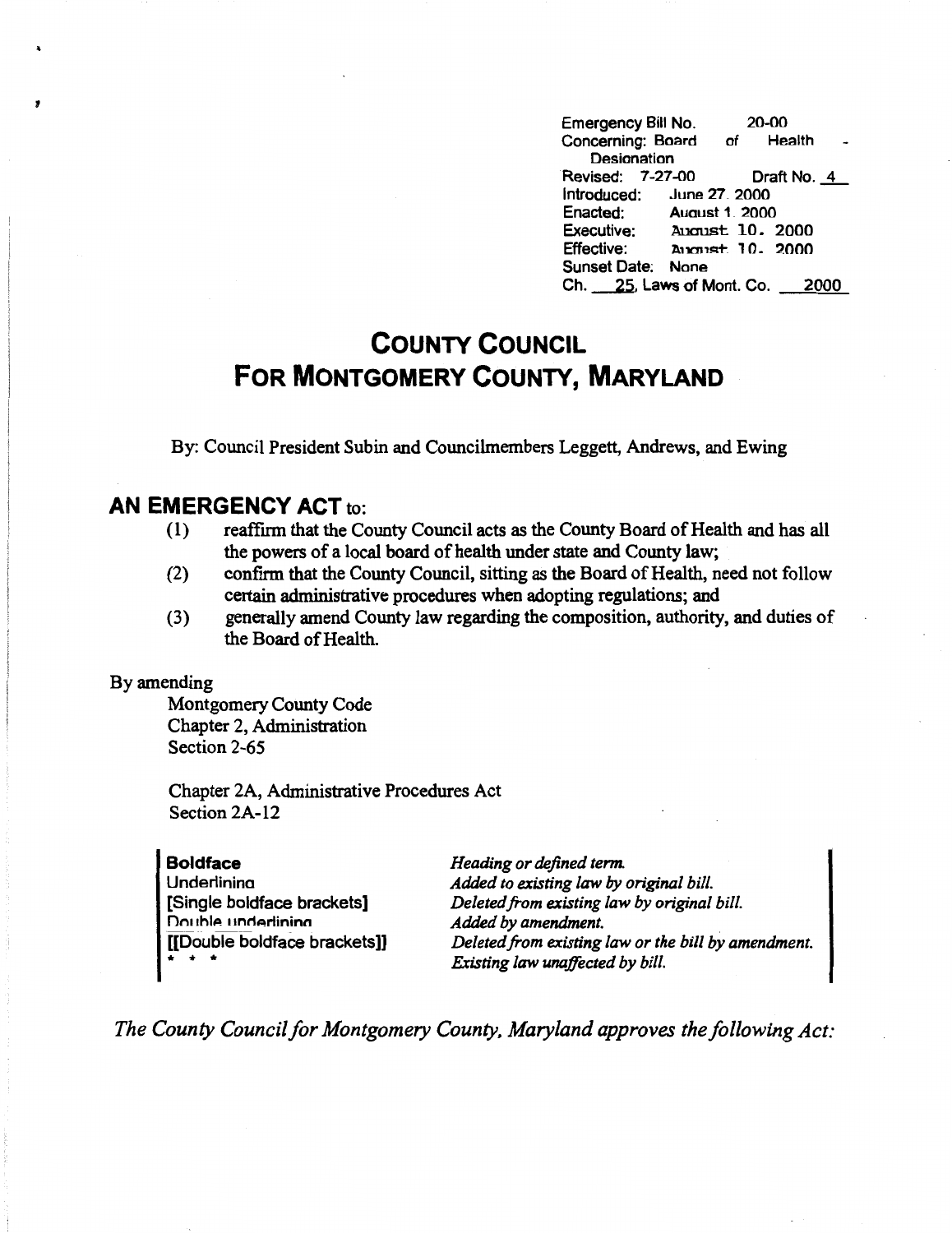Emergency Bill No. 20-00
Concerning: Board of Health - Designation
Revised: 7-27-00 Draft No. 4
Introduced: June 27, 2000
Enacted: August 1, 2000
Executive: August 10, 2000
Effective: August 10, 2000
Sunset Date: None
Ch. 25, Laws of Mont. Co. 2000

# COUNTY COUNCIL
# FOR MONTGOMERY COUNTY, MARYLAND

By: Council President Subin and Councilmembers Leggett, Andrews, and Ewing

## AN EMERGENCY ACT to:

(1) reaffirm that the County Council acts as the County Board of Health and has all the powers of a local board of health under state and County law;
(2) confirm that the County Council, sitting as the Board of Health, need not follow certain administrative procedures when adopting regulations; and
(3) generally amend County law regarding the composition, authority, and duties of the Board of Health.

By amending

Montgomery County Code
Chapter 2, Administration
Section 2-65

Chapter 2A, Administrative Procedures Act
Section 2A-12

| | |
|---|---|
| **Boldface** | *Heading or defined term.* |
| Underlining | *Added to existing law by original bill.* |
| [Single boldface brackets] | *Deleted from existing law by original bill.* |
| Double underlining | *Added by amendment.* |
| [[Double boldface brackets]] | *Deleted from existing law or the bill by amendment.* |
| * * * | *Existing law unaffected by bill.* |

*The County Council for Montgomery County, Maryland approves the following Act:*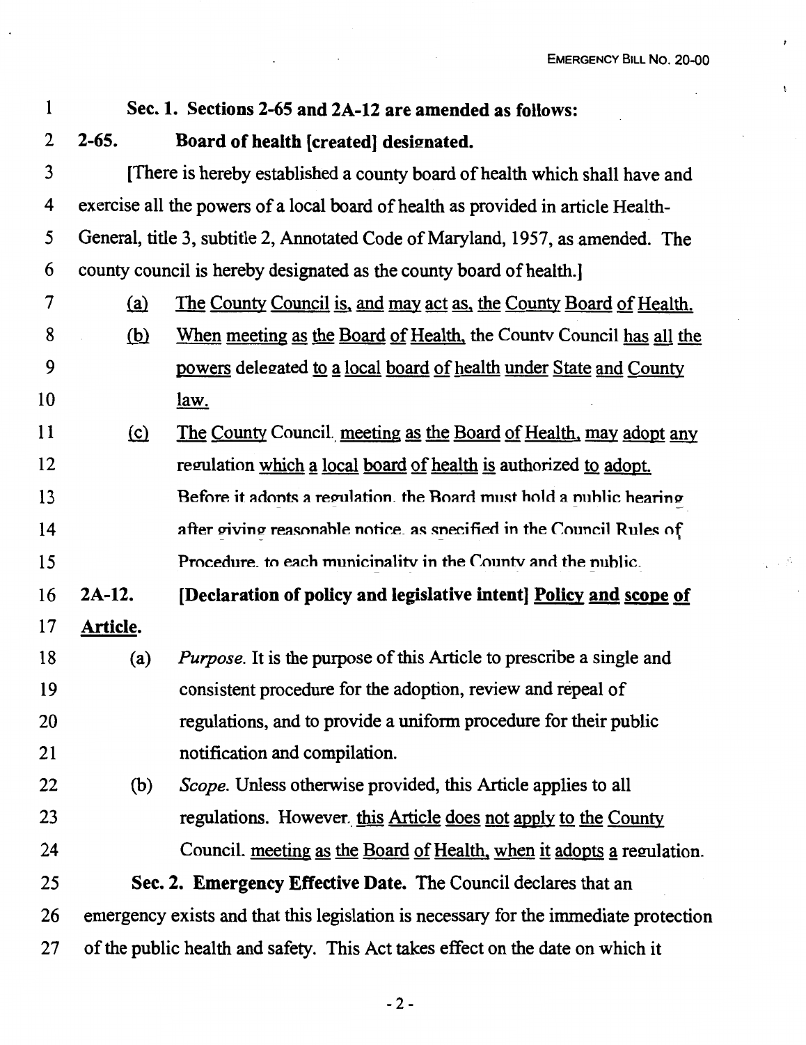**Sec. 1. Sections 2-65 and 2A-12 are amended as follows:**

**2-65. Board of health [created] designated.**

[There is hereby established a county board of health which shall have and exercise all the powers of a local board of health as provided in article Health-General, title 3, subtitle 2, Annotated Code of Maryland, 1957, as amended. The county council is hereby designated as the county board of health.]

(a) The County Council is, and may act as, the County Board of Health.

(b) When meeting as the Board of Health, the County Council has all the powers delegated to a local board of health under State and County law.

(c) The County Council, meeting as the Board of Health, may adopt any regulation which a local board of health is authorized to adopt. Before it adopts a regulation, the Board must hold a public hearing after giving reasonable notice, as specified in the Council Rules of Procedure, to each municipality in the County and the public.

**2A-12. [Declaration of policy and legislative intent] Policy and scope of Article.**

(a) *Purpose.* It is the purpose of this Article to prescribe a single and consistent procedure for the adoption, review and repeal of regulations, and to provide a uniform procedure for their public notification and compilation.

(b) *Scope.* Unless otherwise provided, this Article applies to all regulations. However, this Article does not apply to the County Council, meeting as the Board of Health, when it adopts a regulation.

**Sec. 2. Emergency Effective Date.** The Council declares that an emergency exists and that this legislation is necessary for the immediate protection of the public health and safety. This Act takes effect on the date on which it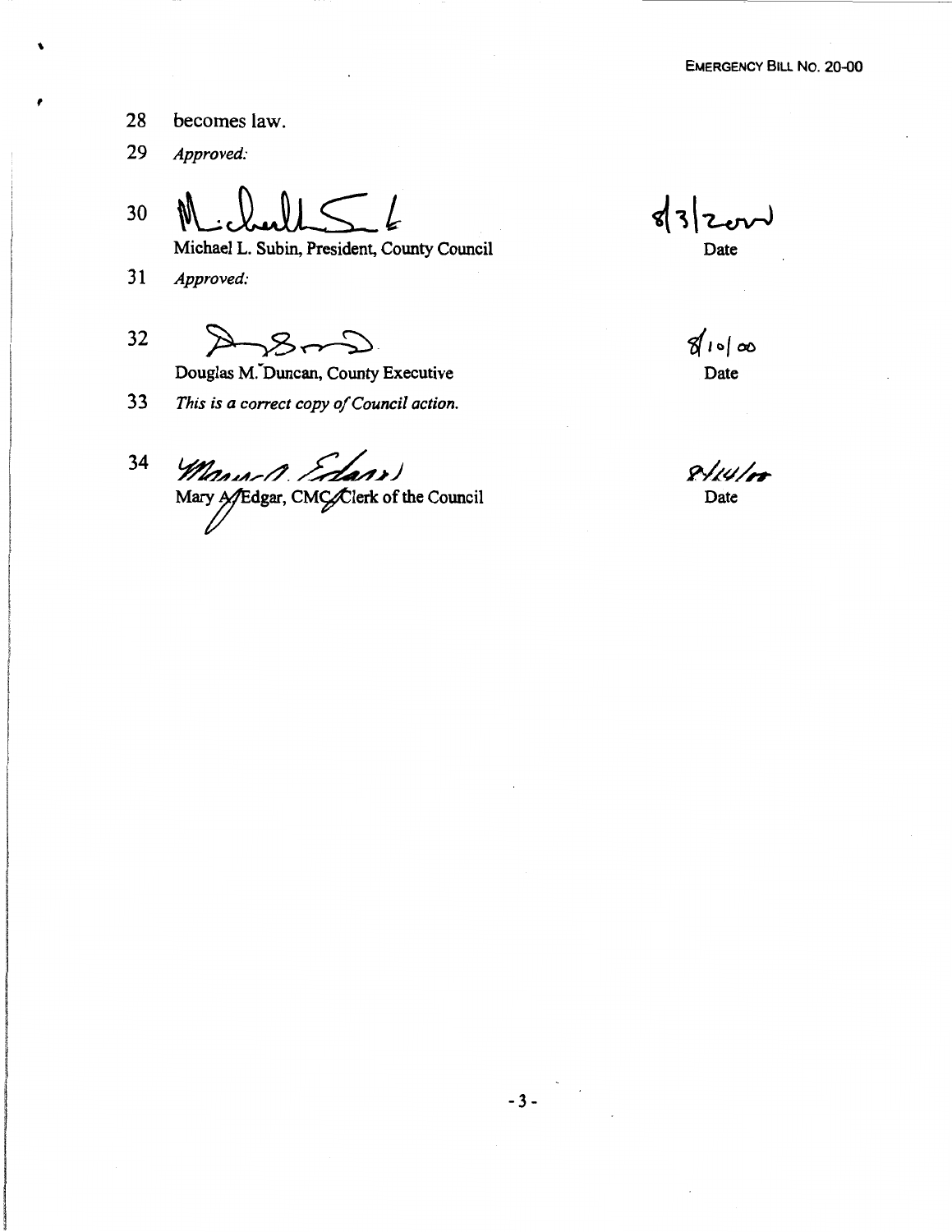28 becomes law.

29 *Approved:*

30 Michael L. Subin, President, County Council — 8/3/2000 Date

31 *Approved:*

32 Douglas M. Duncan, County Executive — 8/10/00 Date

33 *This is a correct copy of Council action.*

34 Mary A. Edgar, CMC, Clerk of the Council — 8/14/00 Date